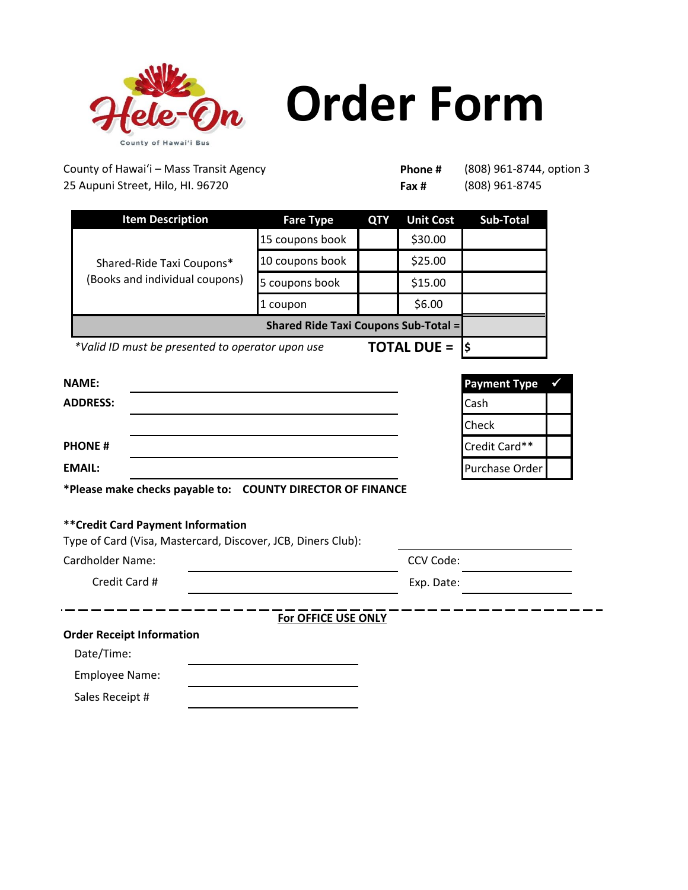Hele-On

County of Hawai'i Bus

# Order Form

County of Hawaiʻi – Mass Transit Agency
25 Aupuni Street, Hilo, HI. 96720

**Phone #** (808) 961-8744, option 3
**Fax #** (808) 961-8745

| Item Description | Fare Type | QTY | Unit Cost | Sub-Total |
|---|---|---|---|---|
| Shared-Ride Taxi Coupons* (Books and individual coupons) | 15 coupons book | | $30.00 | |
| | 10 coupons book | | $25.00 | |
| | 5 coupons book | | $15.00 | |
| | 1 coupon | | $6.00 | |
| **Shared Ride Taxi Coupons Sub-Total =** | | | | |
| *\*Valid ID must be presented to operator upon use* | | | **TOTAL DUE =** | $ |

**NAME:** ______________________

**ADDRESS:** ______________________

______________________

**PHONE #** ______________________

**EMAIL:** ______________________

| Payment Type | ✓ |
|---|---|
| Cash | |
| Check | |
| Credit Card** | |
| Purchase Order | |

***Please make checks payable to: COUNTY DIRECTOR OF FINANCE**

****Credit Card Payment Information**

Type of Card (Visa, Mastercard, Discover, JCB, Diners Club): ______________________

Cardholder Name: ______________________ CCV Code: ______________________

Credit Card # ______________________ Exp. Date: ______________________

**For OFFICE USE ONLY**

**Order Receipt Information**

Date/Time: ______________________

Employee Name: ______________________

Sales Receipt # ______________________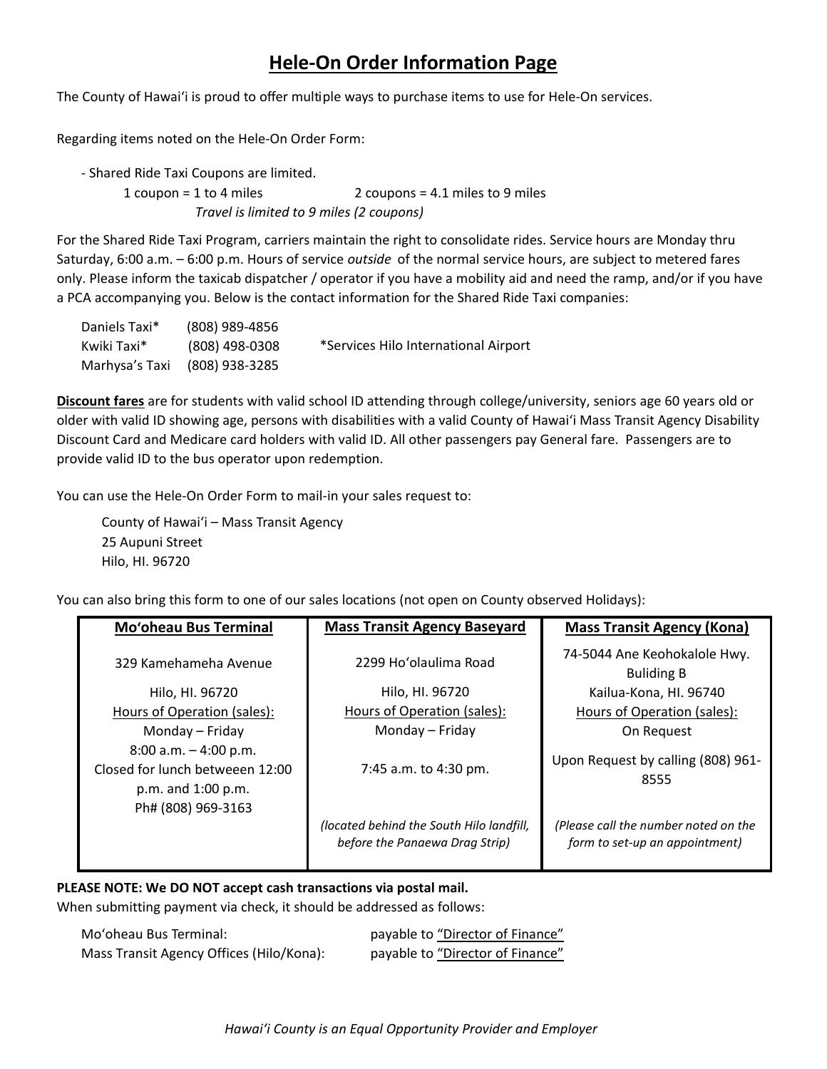# Hele-On Order Information Page

The County of Hawaiʻi is proud to offer multiple ways to purchase items to use for Hele-On services.

Regarding items noted on the Hele-On Order Form:

- Shared Ride Taxi Coupons are limited.

  1 coupon = 1 to 4 miles     2 coupons = 4.1 miles to 9 miles

  *Travel is limited to 9 miles (2 coupons)*

For the Shared Ride Taxi Program, carriers maintain the right to consolidate rides. Service hours are Monday thru Saturday, 6:00 a.m. – 6:00 p.m. Hours of service *outside* of the normal service hours, are subject to metered fares only. Please inform the taxicab dispatcher / operator if you have a mobility aid and need the ramp, and/or if you have a PCA accompanying you. Below is the contact information for the Shared Ride Taxi companies:

Daniels Taxi* (808) 989-4856
Kwiki Taxi* (808) 498-0308
Marhysa's Taxi (808) 938-3285

*Services Hilo International Airport

**Discount fares** are for students with valid school ID attending through college/university, seniors age 60 years old or older with valid ID showing age, persons with disabilities with a valid County of Hawaiʻi Mass Transit Agency Disability Discount Card and Medicare card holders with valid ID. All other passengers pay General fare. Passengers are to provide valid ID to the bus operator upon redemption.

You can use the Hele-On Order Form to mail-in your sales request to:

County of Hawaiʻi – Mass Transit Agency
25 Aupuni Street
Hilo, HI. 96720

You can also bring this form to one of our sales locations (not open on County observed Holidays):

| Moʻoheau Bus Terminal | Mass Transit Agency Baseyard | Mass Transit Agency (Kona) |
|---|---|---|
| 329 Kamehameha Avenue | 2299 Hoʻolaulima Road | 74-5044 Ane Keohokalole Hwy. Buliding B |
| Hilo, HI. 96720 | Hilo, HI. 96720 | Kailua-Kona, HI. 96740 |
| Hours of Operation (sales): | Hours of Operation (sales): | Hours of Operation (sales): |
| Monday – Friday | Monday – Friday | On Request |
| 8:00 a.m. – 4:00 p.m. Closed for lunch betweeen 12:00 p.m. and 1:00 p.m. Ph# (808) 969-3163 | 7:45 a.m. to 4:30 pm. | Upon Request by calling (808) 961-8555 |
| | *(located behind the South Hilo landfill, before the Panaewa Drag Strip)* | *(Please call the number noted on the form to set-up an appointment)* |

**PLEASE NOTE: We DO NOT accept cash transactions via postal mail.**
When submitting payment via check, it should be addressed as follows:

Moʻoheau Bus Terminal: payable to "Director of Finance"
Mass Transit Agency Offices (Hilo/Kona): payable to "Director of Finance"

*Hawaiʻi County is an Equal Opportunity Provider and Employer*